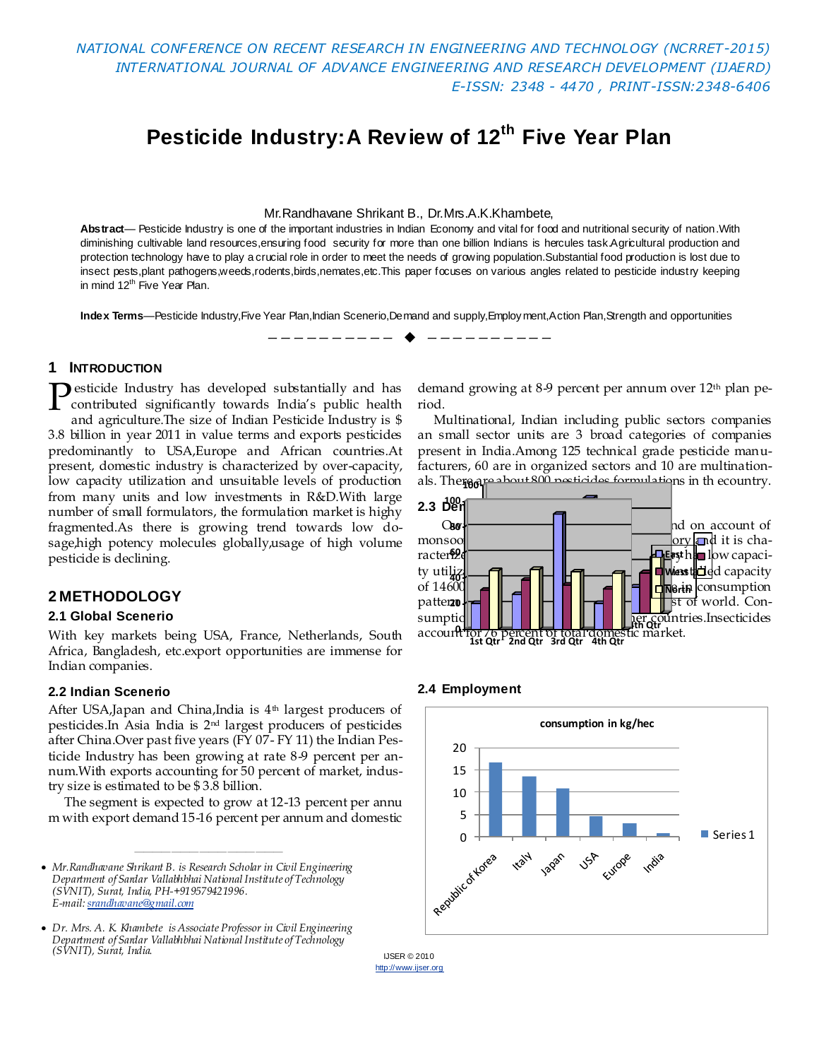# Pesticide Industry:A Review of 12th Five Year Plan

Mr.Randhavane Shrikant B., Dr.Mrs.A.K.Khambete,

**Abstract**— Pesticide Industry is one of the important industries in Indian Economy and vital for food and nutritional security of nation.With diminishing cultivable land resources,ensuring food security for more than one billion Indians is hercules task.Agricultural production and protection technology have to play a crucial role in order to meet the needs of growing population.Substantial food production is lost due to insect pests,plant pathogens,weeds,rodents,birds,nemates,etc.This paper focuses on various angles related to pesticide industry keeping in mind 12th Five Year Plan.

**Index Terms**—Pesticide Industry,Five Year Plan,Indian Scenerio,Demand and supply,Employment,Action Plan,Strength and opportunities

## 1 Introduction

Pesticide Industry has developed substantially and has contributed significantly towards India's public health and agriculture.The size of Indian Pesticide Industry is $ 3.8 billion in year 2011 in value terms and exports pesticides predominantly to USA,Europe and African countries.At present, domestic industry is characterized by over-capacity, low capacity utilization and unsuitable levels of production from many units and low investments in R&D.With large number of small formulators, the formulation market is highy fragmented.As there is growing trend towards low dosage,high potency molecules globally,usage of high volume pesticide is declining.

## 2 METHODOLOGY

### 2.1 Global Scenerio

With key markets being USA, France, Netherlands, South Africa, Bangladesh, etc.export opportunities are immense for Indian companies.

### 2.2 Indian Scenerio

After USA,Japan and China,India is 4th largest producers of pesticides.In Asia India is 2nd largest producers of pesticides after China.Over past five years (FY 07- FY 11) the Indian Pesticide Industry has been growing at rate 8-9 percent per annum.With exports accounting for 50 percent of market, industry size is estimated to be $ 3.8 billion.

The segment is expected to grow at 12-13 percent per annum with export demand 15-16 percent per annum and domestic demand growing at 8-9 percent per annum over 12th plan period.

Multinational, Indian including public sectors companies an small sector units are 3 broad categories of companies present in India.Among 125 technical grade pesticide manufacturers, 60 are in organized sectors and 10 are multinationals. There are about 800 pesticides formulations in th ecountry.

### 2.3 Demand

Ov... nd on account of monsoo... ory and it is characterize... has low capacity utiliz... led capacity of 14600... consumption pattern... st of world. Consumptio... er countries.Insecticides account for 76 percent of total domestic market.

### 2.4 Employment

consumption in kg/hec

| Country | Series 1 |
| --- | --- |
| Republic of Korea | ~16.6 |
| Italy | ~13.3 |
| Japan | ~10.8 |
| USA | ~4.5 |
| Europe | ~3 |
| India | ~0.6 |

---

- *Mr.Randhavane Shrikant B. is Research Scholar in Civil Engineering Department of Sardar Vallabhbhai National Institute of Technology (SVNIT), Surat, India, PH-+919579421996. E-mail: srandhavane@gmail.com*
- *Dr. Mrs. A. K. Khambete is Associate Professor in Civil Engineering Department of Sardar Vallabhbhai National Institute of Technology (SVNIT), Surat, India.*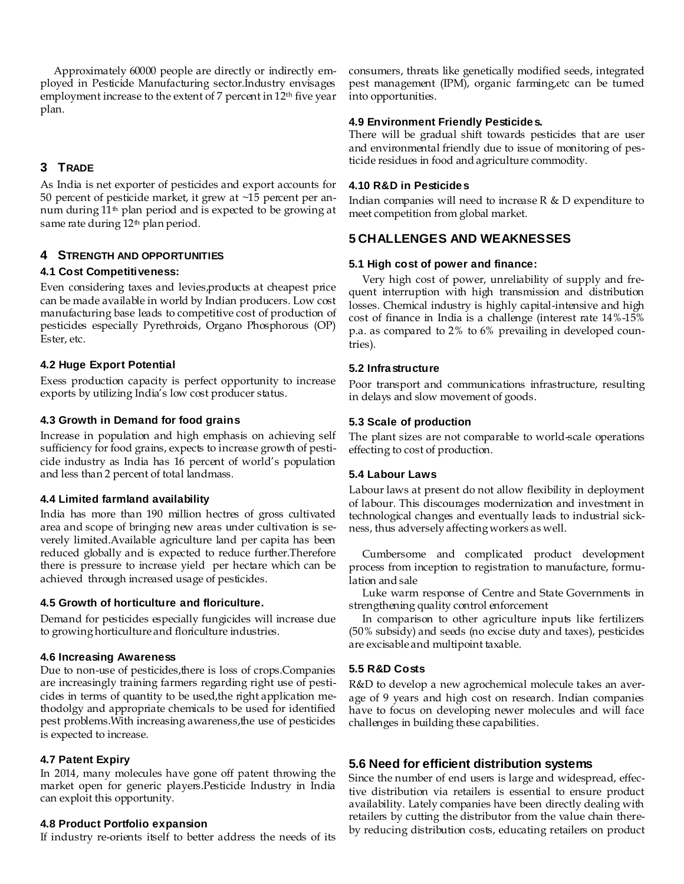Approximately 60000 people are directly or indirectly employed in Pesticide Manufacturing sector.Industry envisages employment increase to the extent of 7 percent in 12th five year plan.

## 3 TRADE

As India is net exporter of pesticides and export accounts for 50 percent of pesticide market, it grew at ~15 percent per annum during 11th plan period and is expected to be growing at same rate during 12th plan period.

## 4 STRENGTH AND OPPORTUNITIES

### 4.1 Cost Competitiveness:

Even considering taxes and levies,products at cheapest price can be made available in world by Indian producers. Low cost manufacturing base leads to competitive cost of production of pesticides especially Pyrethroids, Organo Phosphorous (OP) Ester, etc.

### 4.2 Huge Export Potential

Exess production capacity is perfect opportunity to increase exports by utilizing India's low cost producer status.

### 4.3 Growth in Demand for food grains

Increase in population and high emphasis on achieving self sufficiency for food grains, expects to increase growth of pesticide industry as India has 16 percent of world's population and less than 2 percent of total landmass.

### 4.4 Limited farmland availability

India has more than 190 million hectres of gross cultivated area and scope of bringing new areas under cultivation is severely limited.Available agriculture land per capita has been reduced globally and is expected to reduce further.Therefore there is pressure to increase yield per hectare which can be achieved through increased usage of pesticides.

### 4.5 Growth of horticulture and floriculture.

Demand for pesticides especially fungicides will increase due to growing horticulture and floriculture industries.

### 4.6 Increasing Awareness

Due to non-use of pesticides,there is loss of crops.Companies are increasingly training farmers regarding right use of pesticides in terms of quantity to be used,the right application methodolgy and appropriate chemicals to be used for identified pest problems.With increasing awareness,the use of pesticides is expected to increase.

### 4.7 Patent Expiry

In 2014, many molecules have gone off patent throwing the market open for generic players.Pesticide Industry in India can exploit this opportunity.

### 4.8 Product Portfolio expansion

If industry re-orients itself to better address the needs of its consumers, threats like genetically modified seeds, integrated pest management (IPM), organic farming,etc can be turned into opportunities.

### 4.9 Environment Friendly Pesticides.

There will be gradual shift towards pesticides that are user and environmental friendly due to issue of monitoring of pesticide residues in food and agriculture commodity.

### 4.10 R&D in Pesticides

Indian companies will need to increase R & D expenditure to meet competition from global market.

## 5 CHALLENGES AND WEAKNESSES

### 5.1 High cost of power and finance:

Very high cost of power, unreliability of supply and frequent interruption with high transmission and distribution losses. Chemical industry is highly capital-intensive and high cost of finance in India is a challenge (interest rate 14%-15% p.a. as compared to 2% to 6% prevailing in developed countries).

### 5.2 Infrastructure

Poor transport and communications infrastructure, resulting in delays and slow movement of goods.

### 5.3 Scale of production

The plant sizes are not comparable to world-scale operations effecting to cost of production.

### 5.4 Labour Laws

Labour laws at present do not allow flexibility in deployment of labour. This discourages modernization and investment in technological changes and eventually leads to industrial sickness, thus adversely affecting workers as well.

Cumbersome and complicated product development process from inception to registration to manufacture, formulation and sale

Luke warm response of Centre and State Governments in strengthening quality control enforcement

In comparison to other agriculture inputs like fertilizers (50% subsidy) and seeds (no excise duty and taxes), pesticides are excisable and multipoint taxable.

### 5.5 R&D Costs

R&D to develop a new agrochemical molecule takes an average of 9 years and high cost on research. Indian companies have to focus on developing newer molecules and will face challenges in building these capabilities.

### 5.6 Need for efficient distribution systems

Since the number of end users is large and widespread, effective distribution via retailers is essential to ensure product availability. Lately companies have been directly dealing with retailers by cutting the distributor from the value chain thereby reducing distribution costs, educating retailers on product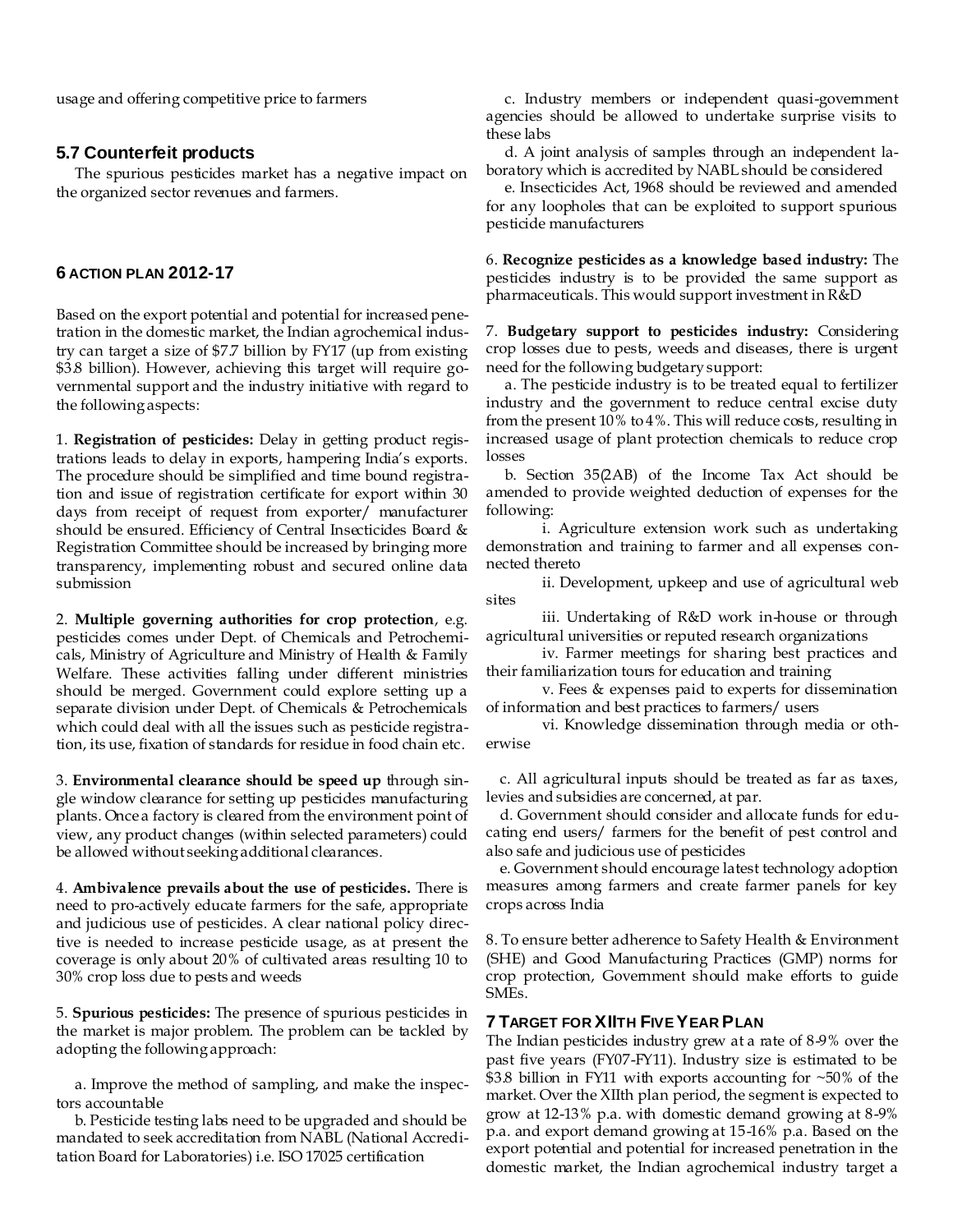usage and offering competitive price to farmers

### 5.7 Counterfeit products

The spurious pesticides market has a negative impact on the organized sector revenues and farmers.

## 6 ACTION PLAN 2012-17

Based on the export potential and potential for increased penetration in the domestic market, the Indian agrochemical industry can target a size of $7.7 billion by FY17 (up from existing $3.8 billion). However, achieving this target will require governmental support and the industry initiative with regard to the following aspects:

1. **Registration of pesticides:** Delay in getting product registrations leads to delay in exports, hampering India's exports. The procedure should be simplified and time bound registration and issue of registration certificate for export within 30 days from receipt of request from exporter/ manufacturer should be ensured. Efficiency of Central Insecticides Board & Registration Committee should be increased by bringing more transparency, implementing robust and secured online data submission

2. **Multiple governing authorities for crop protection**, e.g. pesticides comes under Dept. of Chemicals and Petrochemicals, Ministry of Agriculture and Ministry of Health & Family Welfare. These activities falling under different ministries should be merged. Government could explore setting up a separate division under Dept. of Chemicals & Petrochemicals which could deal with all the issues such as pesticide registration, its use, fixation of standards for residue in food chain etc.

3. **Environmental clearance should be speed up** through single window clearance for setting up pesticides manufacturing plants. Once a factory is cleared from the environment point of view, any product changes (within selected parameters) could be allowed without seeking additional clearances.

4. **Ambivalence prevails about the use of pesticides.** There is need to pro-actively educate farmers for the safe, appropriate and judicious use of pesticides. A clear national policy directive is needed to increase pesticide usage, as at present the coverage is only about 20% of cultivated areas resulting 10 to 30% crop loss due to pests and weeds

5. **Spurious pesticides:** The presence of spurious pesticides in the market is major problem. The problem can be tackled by adopting the following approach:

   a. Improve the method of sampling, and make the inspectors accountable

   b. Pesticide testing labs need to be upgraded and should be mandated to seek accreditation from NABL (National Accreditation Board for Laboratories) i.e. ISO 17025 certification

   c. Industry members or independent quasi-government agencies should be allowed to undertake surprise visits to these labs

   d. A joint analysis of samples through an independent laboratory which is accredited by NABL should be considered

   e. Insecticides Act, 1968 should be reviewed and amended for any loopholes that can be exploited to support spurious pesticide manufacturers

6. **Recognize pesticides as a knowledge based industry:** The pesticides industry is to be provided the same support as pharmaceuticals. This would support investment in R&D

7. **Budgetary support to pesticides industry:** Considering crop losses due to pests, weeds and diseases, there is urgent need for the following budgetary support:

   a. The pesticide industry is to be treated equal to fertilizer industry and the government to reduce central excise duty from the present 10% to 4%. This will reduce costs, resulting in increased usage of plant protection chemicals to reduce crop losses

   b. Section 35(2AB) of the Income Tax Act should be amended to provide weighted deduction of expenses for the following:

      i. Agriculture extension work such as undertaking demonstration and training to farmer and all expenses connected thereto

      ii. Development, upkeep and use of agricultural web sites

      iii. Undertaking of R&D work in-house or through agricultural universities or reputed research organizations

      iv. Farmer meetings for sharing best practices and their familiarization tours for education and training

      v. Fees & expenses paid to experts for dissemination of information and best practices to farmers/ users

      vi. Knowledge dissemination through media or otherwise

   c. All agricultural inputs should be treated as far as taxes, levies and subsidies are concerned, at par.

   d. Government should consider and allocate funds for educating end users/ farmers for the benefit of pest control and also safe and judicious use of pesticides

   e. Government should encourage latest technology adoption measures among farmers and create farmer panels for key crops across India

8. To ensure better adherence to Safety Health & Environment (SHE) and Good Manufacturing Practices (GMP) norms for crop protection, Government should make efforts to guide SMEs.

## 7 TARGET FOR XIITH FIVE YEAR PLAN

The Indian pesticides industry grew at a rate of 8-9% over the past five years (FY07-FY11). Industry size is estimated to be $3.8 billion in FY11 with exports accounting for ~50% of the market. Over the XIIth plan period, the segment is expected to grow at 12-13% p.a. with domestic demand growing at 8-9% p.a. and export demand growing at 15-16% p.a. Based on the export potential and potential for increased penetration in the domestic market, the Indian agrochemical industry target a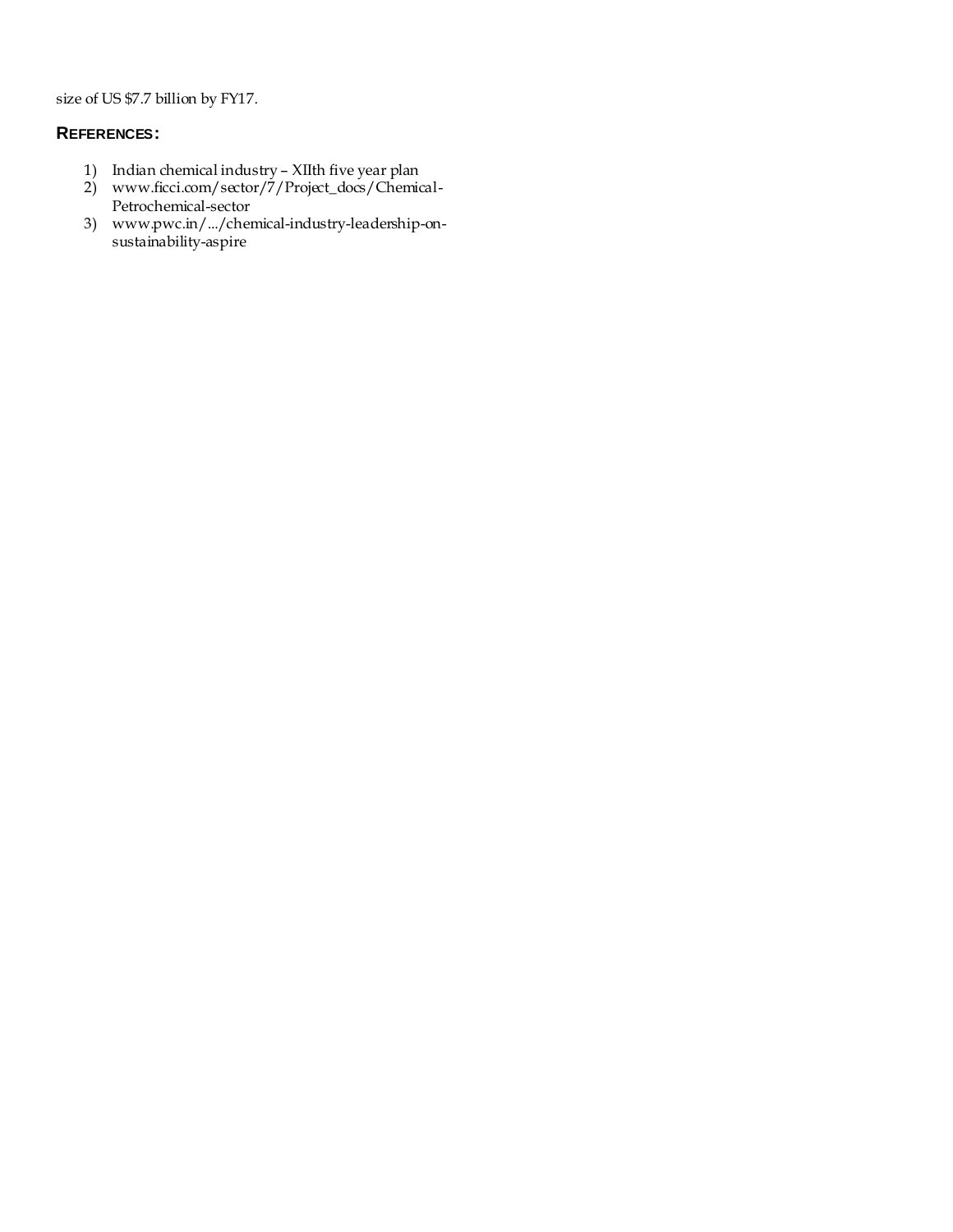size of US $7.7 billion by FY17.

## REFERENCES:

1) Indian chemical industry – XIIth five year plan
2) www.ficci.com/sector/7/Project_docs/Chemical-Petrochemical-sector
3) www.pwc.in/.../chemical-industry-leadership-on-sustainability-aspire